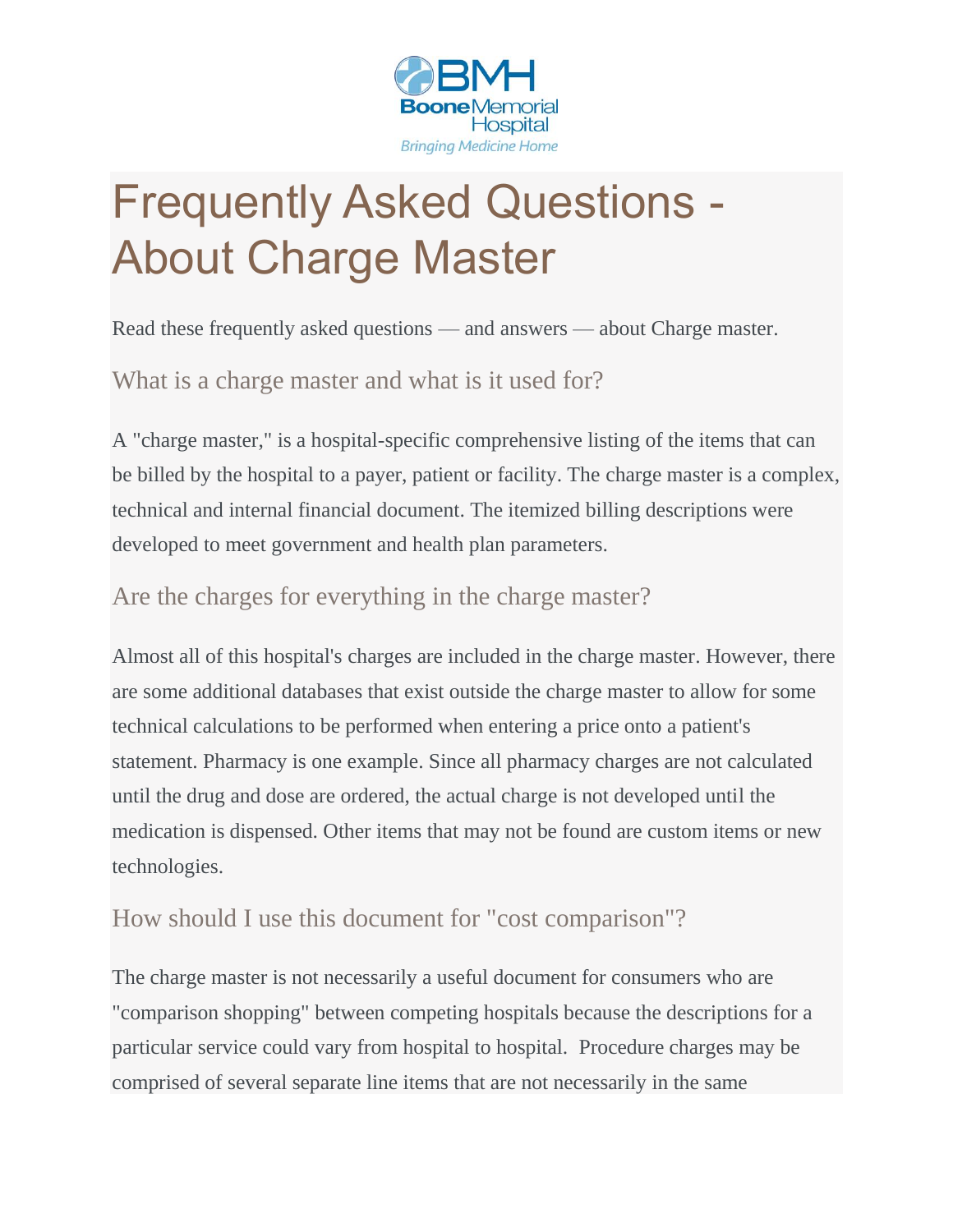# Frequently Asked Questions - About Charge Master

Read these frequently asked questions — and answers — about Charge master.

## What is a charge master and what is it used for?

A "charge master," is a hospital-specific comprehensive listing of the items that can be billed by the hospital to a payer, patient or facility. The charge master is a complex, technical and internal financial document. The itemized billing descriptions were developed to meet government and health plan parameters.

## Are the charges for everything in the charge master?

Almost all of this hospital's charges are included in the charge master. However, there are some additional databases that exist outside the charge master to allow for some technical calculations to be performed when entering a price onto a patient's statement. Pharmacy is one example. Since all pharmacy charges are not calculated until the drug and dose are ordered, the actual charge is not developed until the medication is dispensed. Other items that may not be found are custom items or new technologies.

## How should I use this document for "cost comparison"?

The charge master is not necessarily a useful document for consumers who are "comparison shopping" between competing hospitals because the descriptions for a particular service could vary from hospital to hospital. Procedure charges may be comprised of several separate line items that are not necessarily in the same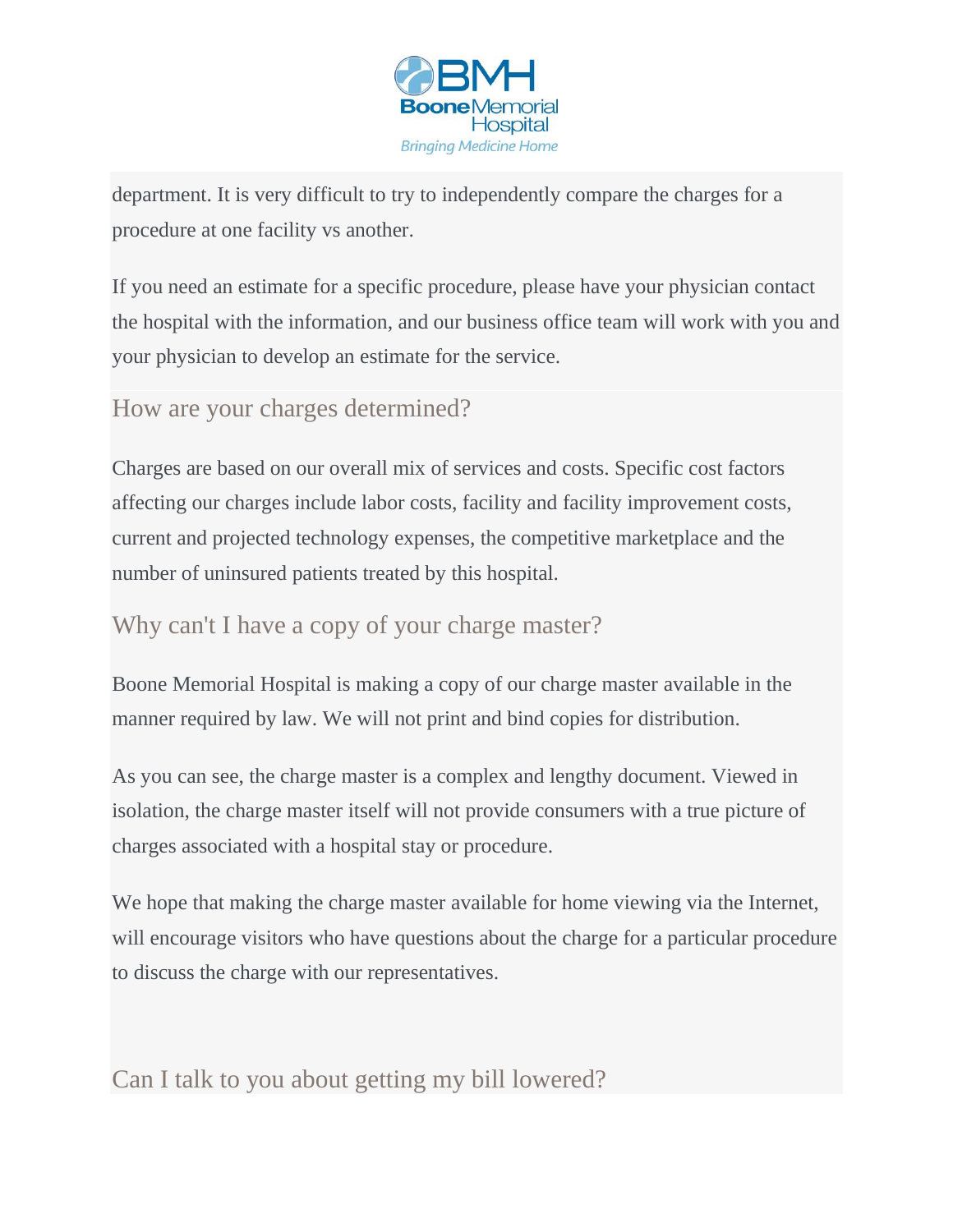department. It is very difficult to try to independently compare the charges for a procedure at one facility vs another.

If you need an estimate for a specific procedure, please have your physician contact the hospital with the information, and our business office team will work with you and your physician to develop an estimate for the service.

## How are your charges determined?

Charges are based on our overall mix of services and costs. Specific cost factors affecting our charges include labor costs, facility and facility improvement costs, current and projected technology expenses, the competitive marketplace and the number of uninsured patients treated by this hospital.

## Why can't I have a copy of your charge master?

Boone Memorial Hospital is making a copy of our charge master available in the manner required by law. We will not print and bind copies for distribution.

As you can see, the charge master is a complex and lengthy document. Viewed in isolation, the charge master itself will not provide consumers with a true picture of charges associated with a hospital stay or procedure.

We hope that making the charge master available for home viewing via the Internet, will encourage visitors who have questions about the charge for a particular procedure to discuss the charge with our representatives.

## Can I talk to you about getting my bill lowered?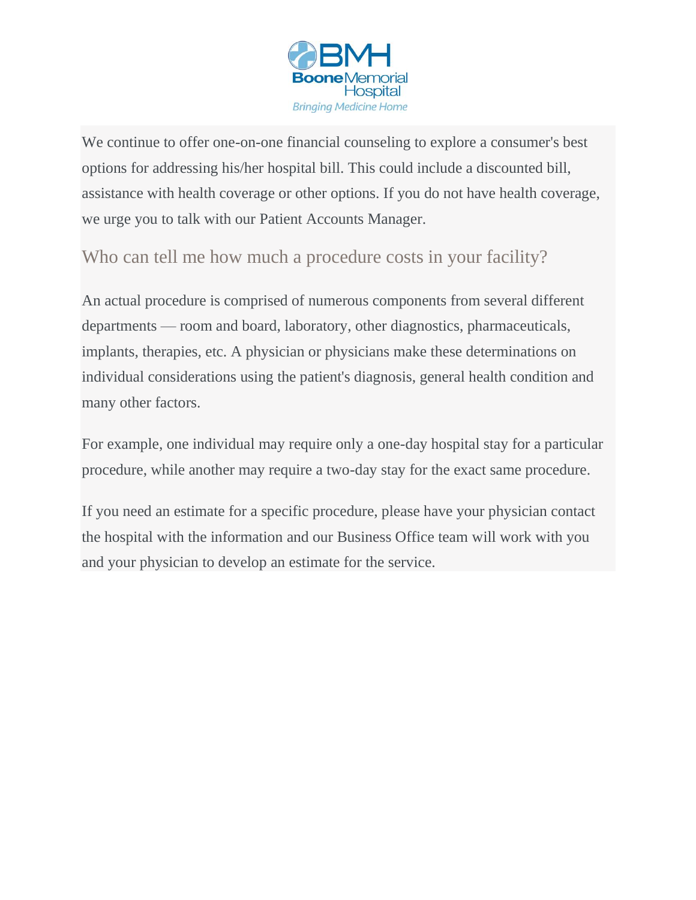We continue to offer one-on-one financial counseling to explore a consumer's best options for addressing his/her hospital bill. This could include a discounted bill, assistance with health coverage or other options. If you do not have health coverage, we urge you to talk with our Patient Accounts Manager.

## Who can tell me how much a procedure costs in your facility?

An actual procedure is comprised of numerous components from several different departments — room and board, laboratory, other diagnostics, pharmaceuticals, implants, therapies, etc. A physician or physicians make these determinations on individual considerations using the patient's diagnosis, general health condition and many other factors.

For example, one individual may require only a one-day hospital stay for a particular procedure, while another may require a two-day stay for the exact same procedure.

If you need an estimate for a specific procedure, please have your physician contact the hospital with the information and our Business Office team will work with you and your physician to develop an estimate for the service.